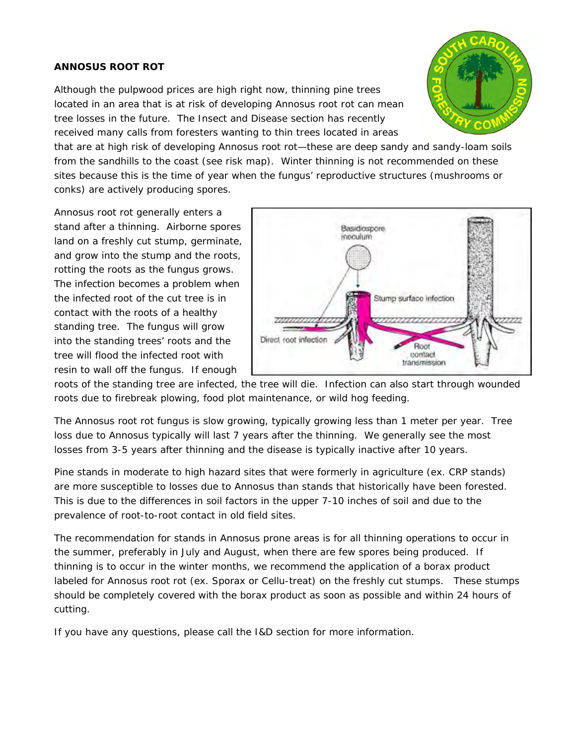**ANNOSUS ROOT ROT**

Although the pulpwood prices are high right now, thinning pine trees located in an area that is at risk of developing Annosus root rot can mean tree losses in the future. The Insect and Disease section has recently received many calls from foresters wanting to thin trees located in areas that are at high risk of developing Annosus root rot—these are deep sandy and sandy-loam soils from the sandhills to the coast (see risk map). Winter thinning is not recommended on these sites because this is the time of year when the fungus' reproductive structures (mushrooms or conks) are actively producing spores.

Annosus root rot generally enters a stand after a thinning. Airborne spores land on a freshly cut stump, germinate, and grow into the stump and the roots, rotting the roots as the fungus grows. The infection becomes a problem when the infected root of the cut tree is in contact with the roots of a healthy standing tree. The fungus will grow into the standing trees' roots and the tree will flood the infected root with resin to wall off the fungus. If enough roots of the standing tree are infected, the tree will die. Infection can also start through wounded roots due to firebreak plowing, food plot maintenance, or wild hog feeding.

The Annosus root rot fungus is slow growing, typically growing less than 1 meter per year. Tree loss due to Annosus typically will last 7 years after the thinning. We generally see the most losses from 3-5 years after thinning and the disease is typically inactive after 10 years.

Pine stands in moderate to high hazard sites that were formerly in agriculture (ex. CRP stands) are more susceptible to losses due to Annosus than stands that historically have been forested. This is due to the differences in soil factors in the upper 7-10 inches of soil and due to the prevalence of root-to-root contact in old field sites.

The recommendation for stands in Annosus prone areas is for all thinning operations to occur in the summer, preferably in July and August, when there are few spores being produced. If thinning is to occur in the winter months, we recommend the application of a borax product labeled for Annosus root rot (ex. Sporax or Cellu-treat) on the freshly cut stumps. These stumps should be completely covered with the borax product as soon as possible and within 24 hours of cutting.

If you have any questions, please call the I&D section for more information.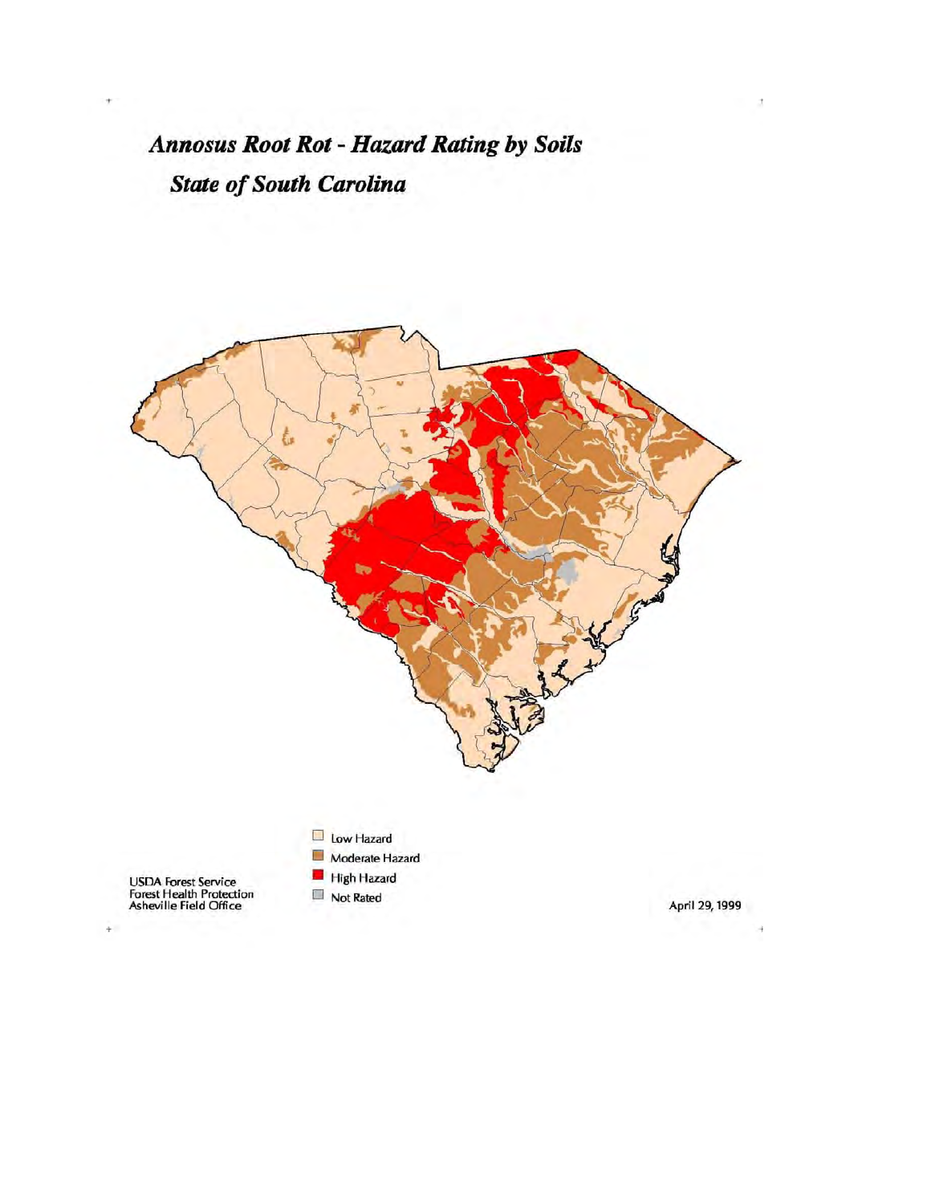# *Annosus Root Rot - Hazard Rating by Soils*

## *State of South Carolina*

Low Hazard
Moderate Hazard
High Hazard
Not Rated

USDA Forest Service
Forest Health Protection
Asheville Field Office

April 29, 1999